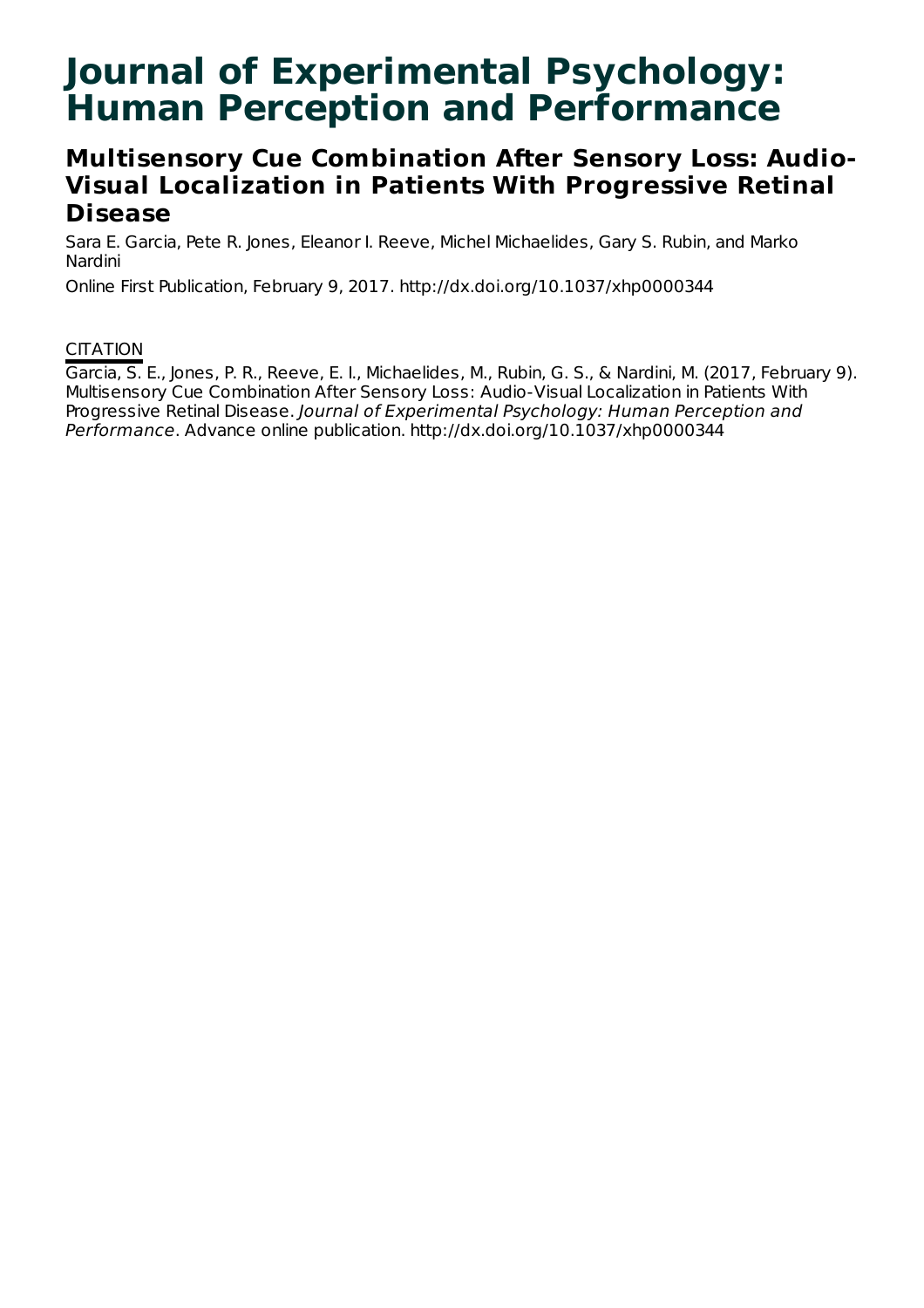# Journal of Experimental Psychology: Human Perception and Performance

## Multisensory Cue Combination After Sensory Loss: Audio-Visual Localization in Patients With Progressive Retinal Disease

Sara E. Garcia, Pete R. Jones, Eleanor I. Reeve, Michel Michaelides, Gary S. Rubin, and Marko Nardini

Online First Publication, February 9, 2017. http://dx.doi.org/10.1037/xhp0000344

CITATION

Garcia, S. E., Jones, P. R., Reeve, E. I., Michaelides, M., Rubin, G. S., & Nardini, M. (2017, February 9). Multisensory Cue Combination After Sensory Loss: Audio-Visual Localization in Patients With Progressive Retinal Disease. *Journal of Experimental Psychology: Human Perception and Performance*. Advance online publication. http://dx.doi.org/10.1037/xhp0000344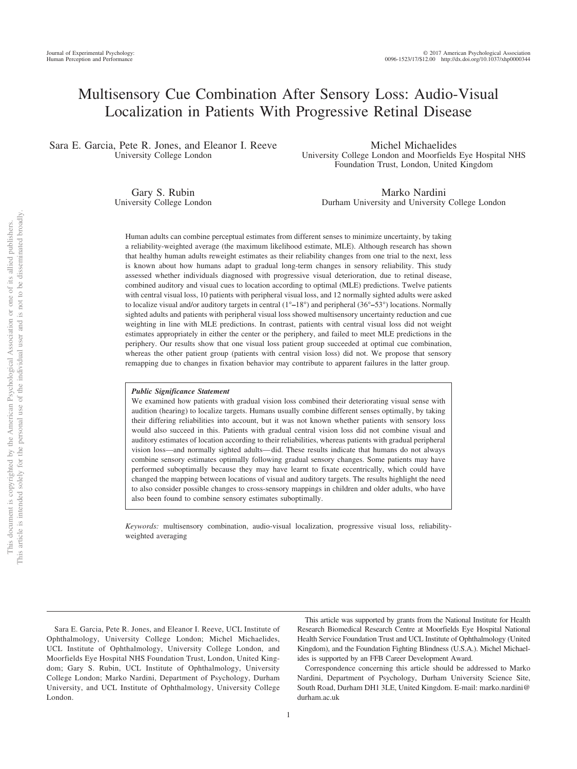# Multisensory Cue Combination After Sensory Loss: Audio-Visual Localization in Patients With Progressive Retinal Disease

Sara E. Garcia, Pete R. Jones, and Eleanor I. Reeve
University College London

Michel Michaelides
University College London and Moorfields Eye Hospital NHS Foundation Trust, London, United Kingdom

Gary S. Rubin
University College London

Marko Nardini
Durham University and University College London

Human adults can combine perceptual estimates from different senses to minimize uncertainty, by taking a reliability-weighted average (the maximum likelihood estimate, MLE). Although research has shown that healthy human adults reweight estimates as their reliability changes from one trial to the next, less is known about how humans adapt to gradual long-term changes in sensory reliability. This study assessed whether individuals diagnosed with progressive visual deterioration, due to retinal disease, combined auditory and visual cues to location according to optimal (MLE) predictions. Twelve patients with central visual loss, 10 patients with peripheral visual loss, and 12 normally sighted adults were asked to localize visual and/or auditory targets in central (1°–18°) and peripheral (36°–53°) locations. Normally sighted adults and patients with peripheral visual loss showed multisensory uncertainty reduction and cue weighting in line with MLE predictions. In contrast, patients with central visual loss did not weight estimates appropriately in either the center or the periphery, and failed to meet MLE predictions in the periphery. Our results show that one visual loss patient group succeeded at optimal cue combination, whereas the other patient group (patients with central vision loss) did not. We propose that sensory remapping due to changes in fixation behavior may contribute to apparent failures in the latter group.

***Public Significance Statement***

We examined how patients with gradual vision loss combined their deteriorating visual sense with audition (hearing) to localize targets. Humans usually combine different senses optimally, by taking their differing reliabilities into account, but it was not known whether patients with sensory loss would also succeed in this. Patients with gradual central vision loss did not combine visual and auditory estimates of location according to their reliabilities, whereas patients with gradual peripheral vision loss—and normally sighted adults—did. These results indicate that humans do not always combine sensory estimates optimally following gradual sensory changes. Some patients may have performed suboptimally because they may have learnt to fixate eccentrically, which could have changed the mapping between locations of visual and auditory targets. The results highlight the need to also consider possible changes to cross-sensory mappings in children and older adults, who have also been found to combine sensory estimates suboptimally.

*Keywords:* multisensory combination, audio-visual localization, progressive visual loss, reliability-weighted averaging

Sara E. Garcia, Pete R. Jones, and Eleanor I. Reeve, UCL Institute of Ophthalmology, University College London; Michel Michaelides, UCL Institute of Ophthalmology, University College London, and Moorfields Eye Hospital NHS Foundation Trust, London, United Kingdom; Gary S. Rubin, UCL Institute of Ophthalmology, University College London; Marko Nardini, Department of Psychology, Durham University, and UCL Institute of Ophthalmology, University College London.

This article was supported by grants from the National Institute for Health Research Biomedical Research Centre at Moorfields Eye Hospital National Health Service Foundation Trust and UCL Institute of Ophthalmology (United Kingdom), and the Foundation Fighting Blindness (U.S.A.). Michel Michaelides is supported by an FFB Career Development Award.

Correspondence concerning this article should be addressed to Marko Nardini, Department of Psychology, Durham University Science Site, South Road, Durham DH1 3LE, United Kingdom. E-mail: marko.nardini@durham.ac.uk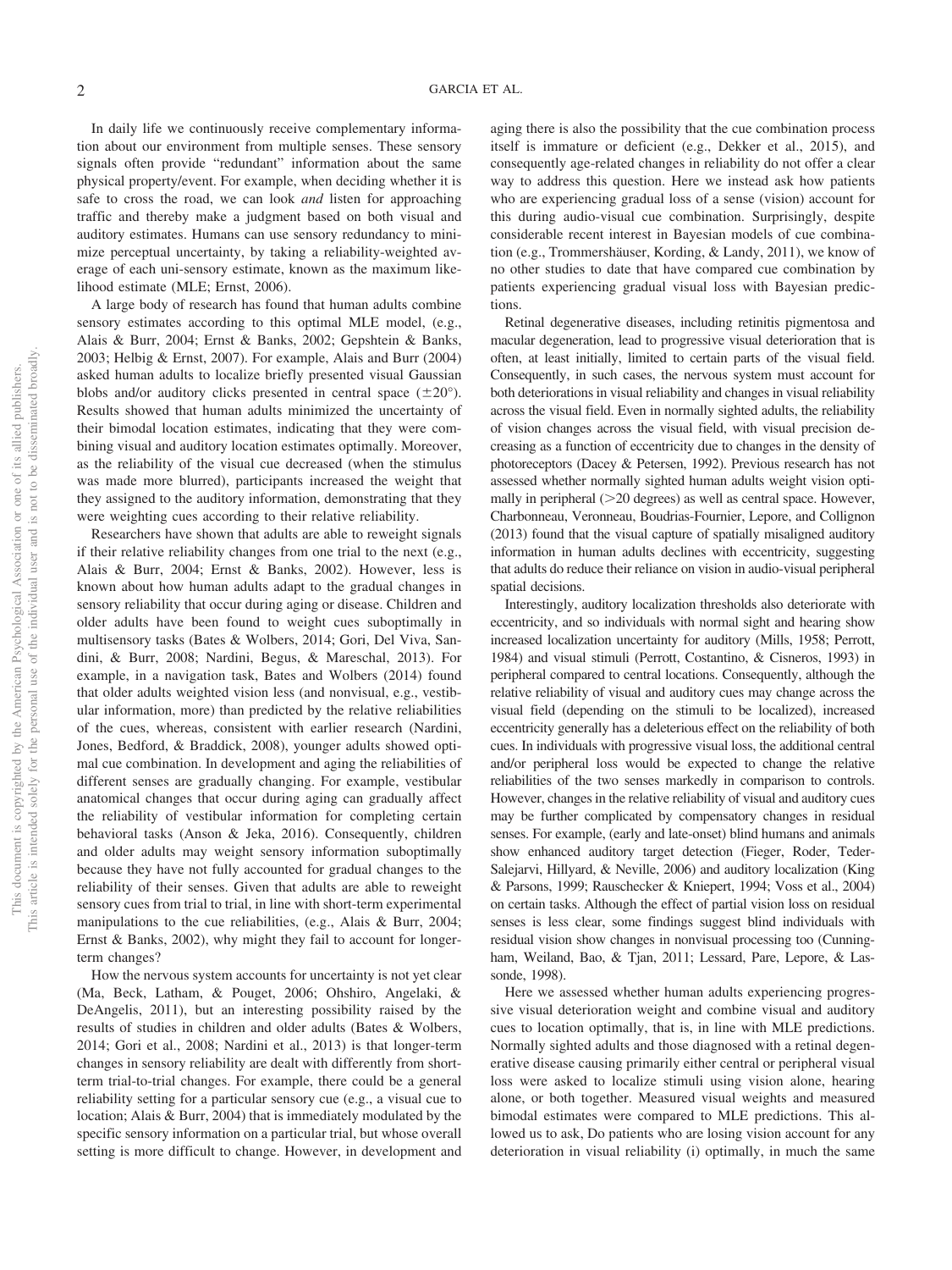In daily life we continuously receive complementary information about our environment from multiple senses. These sensory signals often provide "redundant" information about the same physical property/event. For example, when deciding whether it is safe to cross the road, we can look *and* listen for approaching traffic and thereby make a judgment based on both visual and auditory estimates. Humans can use sensory redundancy to minimize perceptual uncertainty, by taking a reliability-weighted average of each uni-sensory estimate, known as the maximum likelihood estimate (MLE; Ernst, 2006).

A large body of research has found that human adults combine sensory estimates according to this optimal MLE model, (e.g., Alais & Burr, 2004; Ernst & Banks, 2002; Gepshtein & Banks, 2003; Helbig & Ernst, 2007). For example, Alais and Burr (2004) asked human adults to localize briefly presented visual Gaussian blobs and/or auditory clicks presented in central space (±20°). Results showed that human adults minimized the uncertainty of their bimodal location estimates, indicating that they were combining visual and auditory location estimates optimally. Moreover, as the reliability of the visual cue decreased (when the stimulus was made more blurred), participants increased the weight that they assigned to the auditory information, demonstrating that they were weighting cues according to their relative reliability.

Researchers have shown that adults are able to reweight signals if their relative reliability changes from one trial to the next (e.g., Alais & Burr, 2004; Ernst & Banks, 2002). However, less is known about how human adults adapt to the gradual changes in sensory reliability that occur during aging or disease. Children and older adults have been found to weight cues suboptimally in multisensory tasks (Bates & Wolbers, 2014; Gori, Del Viva, Sandini, & Burr, 2008; Nardini, Begus, & Mareschal, 2013). For example, in a navigation task, Bates and Wolbers (2014) found that older adults weighted vision less (and nonvisual, e.g., vestibular information, more) than predicted by the relative reliabilities of the cues, whereas, consistent with earlier research (Nardini, Jones, Bedford, & Braddick, 2008), younger adults showed optimal cue combination. In development and aging the reliabilities of different senses are gradually changing. For example, vestibular anatomical changes that occur during aging can gradually affect the reliability of vestibular information for completing certain behavioral tasks (Anson & Jeka, 2016). Consequently, children and older adults may weight sensory information suboptimally because they have not fully accounted for gradual changes to the reliability of their senses. Given that adults are able to reweight sensory cues from trial to trial, in line with short-term experimental manipulations to the cue reliabilities, (e.g., Alais & Burr, 2004; Ernst & Banks, 2002), why might they fail to account for longer-term changes?

How the nervous system accounts for uncertainty is not yet clear (Ma, Beck, Latham, & Pouget, 2006; Ohshiro, Angelaki, & DeAngelis, 2011), but an interesting possibility raised by the results of studies in children and older adults (Bates & Wolbers, 2014; Gori et al., 2008; Nardini et al., 2013) is that longer-term changes in sensory reliability are dealt with differently from short-term trial-to-trial changes. For example, there could be a general reliability setting for a particular sensory cue (e.g., a visual cue to location; Alais & Burr, 2004) that is immediately modulated by the specific sensory information on a particular trial, but whose overall setting is more difficult to change. However, in development and aging there is also the possibility that the cue combination process itself is immature or deficient (e.g., Dekker et al., 2015), and consequently age-related changes in reliability do not offer a clear way to address this question. Here we instead ask how patients who are experiencing gradual loss of a sense (vision) account for this during audio-visual cue combination. Surprisingly, despite considerable recent interest in Bayesian models of cue combination (e.g., Trommershäuser, Kording, & Landy, 2011), we know of no other studies to date that have compared cue combination by patients experiencing gradual visual loss with Bayesian predictions.

Retinal degenerative diseases, including retinitis pigmentosa and macular degeneration, lead to progressive visual deterioration that is often, at least initially, limited to certain parts of the visual field. Consequently, in such cases, the nervous system must account for both deteriorations in visual reliability and changes in visual reliability across the visual field. Even in normally sighted adults, the reliability of vision changes across the visual field, with visual precision decreasing as a function of eccentricity due to changes in the density of photoreceptors (Dacey & Petersen, 1992). Previous research has not assessed whether normally sighted human adults weight vision optimally in peripheral (>20 degrees) as well as central space. However, Charbonneau, Veronneau, Boudrias-Fournier, Lepore, and Collignon (2013) found that the visual capture of spatially misaligned auditory information in human adults declines with eccentricity, suggesting that adults do reduce their reliance on vision in audio-visual peripheral spatial decisions.

Interestingly, auditory localization thresholds also deteriorate with eccentricity, and so individuals with normal sight and hearing show increased localization uncertainty for auditory (Mills, 1958; Perrott, 1984) and visual stimuli (Perrott, Costantino, & Cisneros, 1993) in peripheral compared to central locations. Consequently, although the relative reliability of visual and auditory cues may change across the visual field (depending on the stimuli to be localized), increased eccentricity generally has a deleterious effect on the reliability of both cues. In individuals with progressive visual loss, the additional central and/or peripheral loss would be expected to change the relative reliabilities of the two senses markedly in comparison to controls. However, changes in the relative reliability of visual and auditory cues may be further complicated by compensatory changes in residual senses. For example, (early and late-onset) blind humans and animals show enhanced auditory target detection (Fieger, Roder, Teder-Salejarvi, Hillyard, & Neville, 2006) and auditory localization (King & Parsons, 1999; Rauschecker & Kniepert, 1994; Voss et al., 2004) on certain tasks. Although the effect of partial vision loss on residual senses is less clear, some findings suggest blind individuals with residual vision show changes in nonvisual processing too (Cunningham, Weiland, Bao, & Tjan, 2011; Lessard, Pare, Lepore, & Lassonde, 1998).

Here we assessed whether human adults experiencing progressive visual deterioration weight and combine visual and auditory cues to location optimally, that is, in line with MLE predictions. Normally sighted adults and those diagnosed with a retinal degenerative disease causing primarily either central or peripheral visual loss were asked to localize stimuli using vision alone, hearing alone, or both together. Measured visual weights and measured bimodal estimates were compared to MLE predictions. This allowed us to ask, Do patients who are losing vision account for any deterioration in visual reliability (i) optimally, in much the same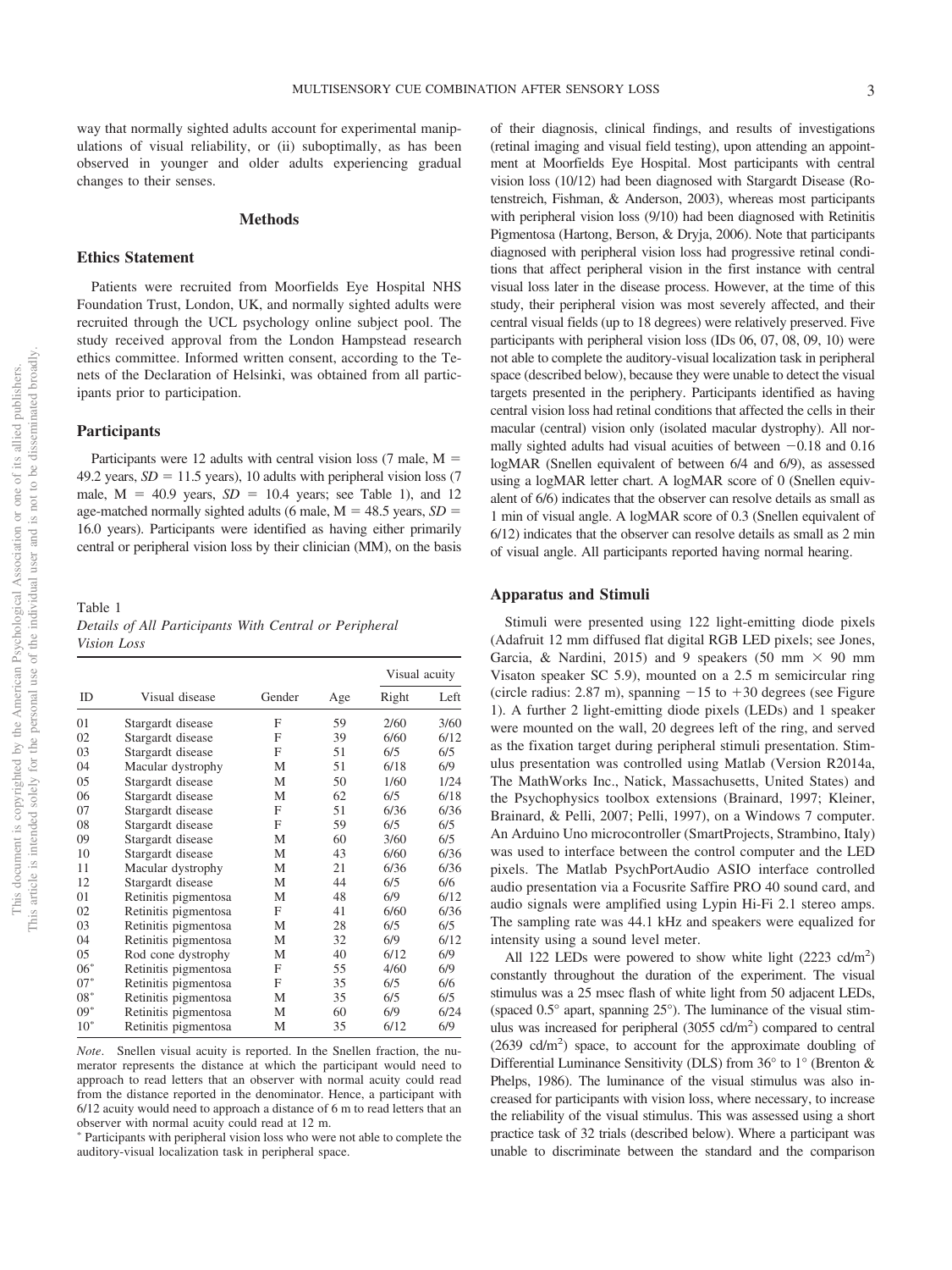way that normally sighted adults account for experimental manipulations of visual reliability, or (ii) suboptimally, as has been observed in younger and older adults experiencing gradual changes to their senses.

## Methods

### Ethics Statement

Patients were recruited from Moorfields Eye Hospital NHS Foundation Trust, London, UK, and normally sighted adults were recruited through the UCL psychology online subject pool. The study received approval from the London Hampstead research ethics committee. Informed written consent, according to the Tenets of the Declaration of Helsinki, was obtained from all participants prior to participation.

### Participants

Participants were 12 adults with central vision loss (7 male, M = 49.2 years, *SD* = 11.5 years), 10 adults with peripheral vision loss (7 male, M = 40.9 years, *SD* = 10.4 years; see Table 1), and 12 age-matched normally sighted adults (6 male, M = 48.5 years, *SD* = 16.0 years). Participants were identified as having either primarily central or peripheral vision loss by their clinician (MM), on the basis of their diagnosis, clinical findings, and results of investigations (retinal imaging and visual field testing), upon attending an appointment at Moorfields Eye Hospital. Most participants with central vision loss (10/12) had been diagnosed with Stargardt Disease (Rotenstreich, Fishman, & Anderson, 2003), whereas most participants with peripheral vision loss (9/10) had been diagnosed with Retinitis Pigmentosa (Hartong, Berson, & Dryja, 2006). Note that participants diagnosed with peripheral vision loss had progressive retinal conditions that affect peripheral vision in the first instance with central visual loss later in the disease process. However, at the time of this study, their peripheral vision was most severely affected, and their central visual fields (up to 18 degrees) were relatively preserved. Five participants with peripheral vision loss (IDs 06, 07, 08, 09, 10) were not able to complete the auditory-visual localization task in peripheral space (described below), because they were unable to detect the visual targets presented in the periphery. Participants identified as having central vision loss had retinal conditions that affected the cells in their macular (central) vision only (isolated macular dystrophy). All normally sighted adults had visual acuities of between −0.18 and 0.16 logMAR (Snellen equivalent of between 6/4 and 6/9), as assessed using a logMAR letter chart. A logMAR score of 0 (Snellen equivalent of 6/6) indicates that the observer can resolve details as small as 1 min of visual angle. A logMAR score of 0.3 (Snellen equivalent of 6/12) indicates that the observer can resolve details as small as 2 min of visual angle. All participants reported having normal hearing.

Table 1
*Details of All Participants With Central or Peripheral Vision Loss*

| ID | Visual disease | Gender | Age | Visual acuity | |
|---|---|---|---|---|---|
| | | | | Right | Left |
| 01 | Stargardt disease | F | 59 | 2/60 | 3/60 |
| 02 | Stargardt disease | F | 39 | 6/60 | 6/12 |
| 03 | Stargardt disease | F | 51 | 6/5 | 6/5 |
| 04 | Macular dystrophy | M | 51 | 6/18 | 6/9 |
| 05 | Stargardt disease | M | 50 | 1/60 | 1/24 |
| 06 | Stargardt disease | M | 62 | 6/5 | 6/18 |
| 07 | Stargardt disease | F | 51 | 6/36 | 6/36 |
| 08 | Stargardt disease | F | 59 | 6/5 | 6/5 |
| 09 | Stargardt disease | M | 60 | 3/60 | 6/5 |
| 10 | Stargardt disease | M | 43 | 6/60 | 6/36 |
| 11 | Macular dystrophy | M | 21 | 6/36 | 6/36 |
| 12 | Stargardt disease | M | 44 | 6/5 | 6/6 |
| 01 | Retinitis pigmentosa | M | 48 | 6/9 | 6/12 |
| 02 | Retinitis pigmentosa | F | 41 | 6/60 | 6/36 |
| 03 | Retinitis pigmentosa | M | 28 | 6/5 | 6/5 |
| 04 | Retinitis pigmentosa | M | 32 | 6/9 | 6/12 |
| 05 | Rod cone dystrophy | M | 40 | 6/12 | 6/9 |
| 06* | Retinitis pigmentosa | F | 55 | 4/60 | 6/9 |
| 07* | Retinitis pigmentosa | F | 35 | 6/5 | 6/6 |
| 08* | Retinitis pigmentosa | M | 35 | 6/5 | 6/5 |
| 09* | Retinitis pigmentosa | M | 60 | 6/9 | 6/24 |
| 10* | Retinitis pigmentosa | M | 35 | 6/12 | 6/9 |

*Note*. Snellen visual acuity is reported. In the Snellen fraction, the numerator represents the distance at which the participant would need to approach to read letters that an observer with normal acuity could read from the distance reported in the denominator. Hence, a participant with 6/12 acuity would need to approach a distance of 6 m to read letters that an observer with normal acuity could read at 12 m.
* Participants with peripheral vision loss who were not able to complete the auditory-visual localization task in peripheral space.

### Apparatus and Stimuli

Stimuli were presented using 122 light-emitting diode pixels (Adafruit 12 mm diffused flat digital RGB LED pixels; see Jones, Garcia, & Nardini, 2015) and 9 speakers (50 mm × 90 mm Visaton speaker SC 5.9), mounted on a 2.5 m semicircular ring (circle radius: 2.87 m), spanning −15 to +30 degrees (see Figure 1). A further 2 light-emitting diode pixels (LEDs) and 1 speaker were mounted on the wall, 20 degrees left of the ring, and served as the fixation target during peripheral stimuli presentation. Stimulus presentation was controlled using Matlab (Version R2014a, The MathWorks Inc., Natick, Massachusetts, United States) and the Psychophysics toolbox extensions (Brainard, 1997; Kleiner, Brainard, & Pelli, 2007; Pelli, 1997), on a Windows 7 computer. An Arduino Uno microcontroller (SmartProjects, Strambino, Italy) was used to interface between the control computer and the LED pixels. The Matlab PsychPortAudio ASIO interface controlled audio presentation via a Focusrite Saffire PRO 40 sound card, and audio signals were amplified using Lypin Hi-Fi 2.1 stereo amps. The sampling rate was 44.1 kHz and speakers were equalized for intensity using a sound level meter.

All 122 LEDs were powered to show white light (2223 cd/m$^2$) constantly throughout the duration of the experiment. The visual stimulus was a 25 msec flash of white light from 50 adjacent LEDs, (spaced 0.5° apart, spanning 25°). The luminance of the visual stimulus was increased for peripheral (3055 cd/m$^2$) compared to central (2639 cd/m$^2$) space, to account for the approximate doubling of Differential Luminance Sensitivity (DLS) from 36° to 1° (Brenton & Phelps, 1986). The luminance of the visual stimulus was also increased for participants with vision loss, where necessary, to increase the reliability of the visual stimulus. This was assessed using a short practice task of 32 trials (described below). Where a participant was unable to discriminate between the standard and the comparison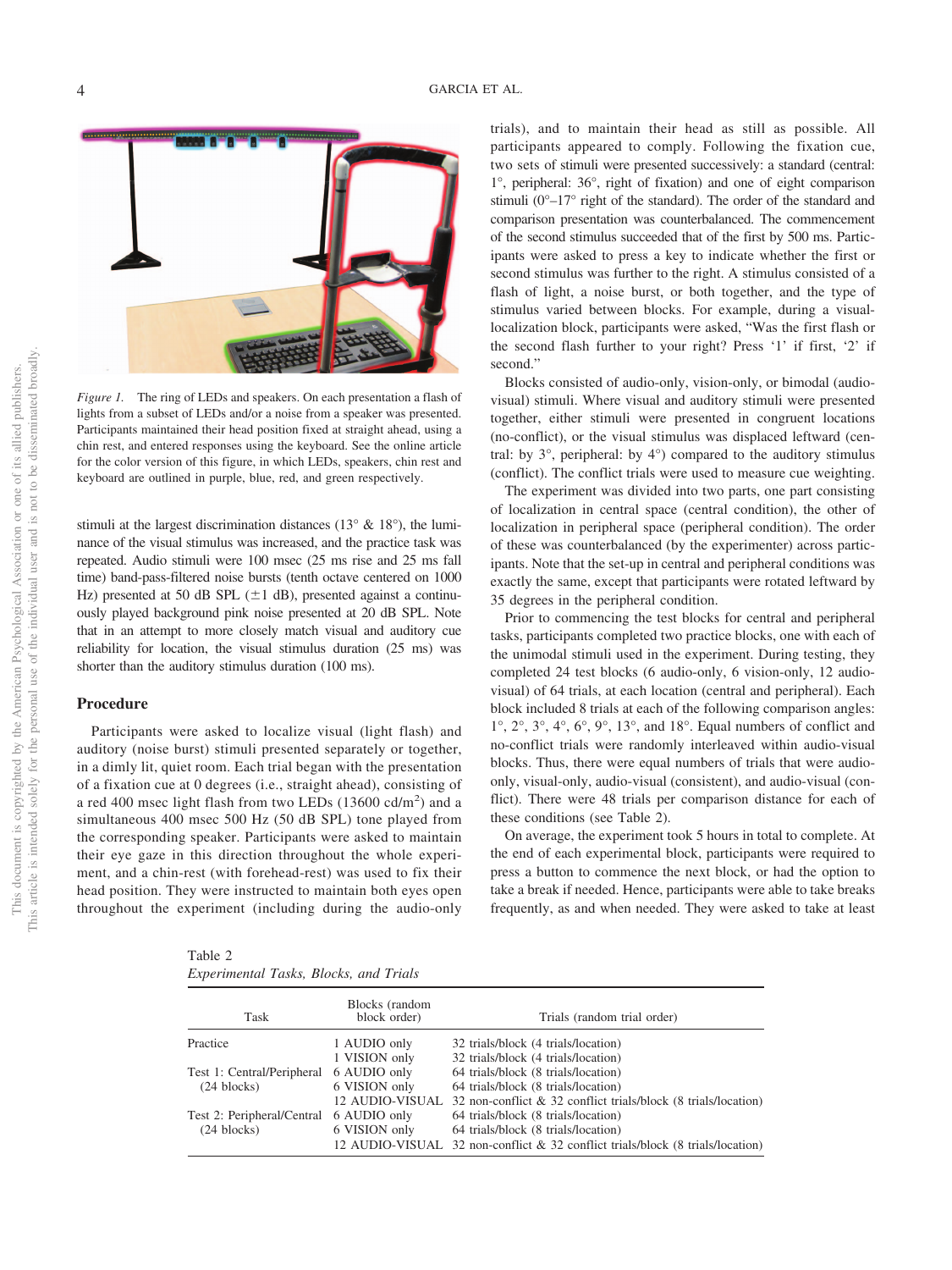*Figure 1.* The ring of LEDs and speakers. On each presentation a flash of lights from a subset of LEDs and/or a noise from a speaker was presented. Participants maintained their head position fixed at straight ahead, using a chin rest, and entered responses using the keyboard. See the online article for the color version of this figure, in which LEDs, speakers, chin rest and keyboard are outlined in purple, blue, red, and green respectively.

stimuli at the largest discrimination distances (13° & 18°), the luminance of the visual stimulus was increased, and the practice task was repeated. Audio stimuli were 100 msec (25 ms rise and 25 ms fall time) band-pass-filtered noise bursts (tenth octave centered on 1000 Hz) presented at 50 dB SPL (±1 dB), presented against a continuously played background pink noise presented at 20 dB SPL. Note that in an attempt to more closely match visual and auditory cue reliability for location, the visual stimulus duration (25 ms) was shorter than the auditory stimulus duration (100 ms).

## Procedure

Participants were asked to localize visual (light flash) and auditory (noise burst) stimuli presented separately or together, in a dimly lit, quiet room. Each trial began with the presentation of a fixation cue at 0 degrees (i.e., straight ahead), consisting of a red 400 msec light flash from two LEDs (13600 cd/m$^2$) and a simultaneous 400 msec 500 Hz (50 dB SPL) tone played from the corresponding speaker. Participants were asked to maintain their eye gaze in this direction throughout the whole experiment, and a chin-rest (with forehead-rest) was used to fix their head position. They were instructed to maintain both eyes open throughout the experiment (including during the audio-only trials), and to maintain their head as still as possible. All participants appeared to comply. Following the fixation cue, two sets of stimuli were presented successively: a standard (central: 1°, peripheral: 36°, right of fixation) and one of eight comparison stimuli (0°–17° right of the standard). The order of the standard and comparison presentation was counterbalanced. The commencement of the second stimulus succeeded that of the first by 500 ms. Participants were asked to press a key to indicate whether the first or second stimulus was further to the right. A stimulus consisted of a flash of light, a noise burst, or both together, and the type of stimulus varied between blocks. For example, during a visual-localization block, participants were asked, "Was the first flash or the second flash further to your right? Press '1' if first, '2' if second."

Blocks consisted of audio-only, vision-only, or bimodal (audio-visual) stimuli. Where visual and auditory stimuli were presented together, either stimuli were presented in congruent locations (no-conflict), or the visual stimulus was displaced leftward (central: by 3°, peripheral: by 4°) compared to the auditory stimulus (conflict). The conflict trials were used to measure cue weighting.

The experiment was divided into two parts, one part consisting of localization in central space (central condition), the other of localization in peripheral space (peripheral condition). The order of these was counterbalanced (by the experimenter) across participants. Note that the set-up in central and peripheral conditions was exactly the same, except that participants were rotated leftward by 35 degrees in the peripheral condition.

Prior to commencing the test blocks for central and peripheral tasks, participants completed two practice blocks, one with each of the unimodal stimuli used in the experiment. During testing, they completed 24 test blocks (6 audio-only, 6 vision-only, 12 audio-visual) of 64 trials, at each location (central and peripheral). Each block included 8 trials at each of the following comparison angles: 1°, 2°, 3°, 4°, 6°, 9°, 13°, and 18°. Equal numbers of conflict and no-conflict trials were randomly interleaved within audio-visual blocks. Thus, there were equal numbers of trials that were audio-only, visual-only, audio-visual (consistent), and audio-visual (conflict). There were 48 trials per comparison distance for each of these conditions (see Table 2).

On average, the experiment took 5 hours in total to complete. At the end of each experimental block, participants were required to press a button to commence the next block, or had the option to take a break if needed. Hence, participants were able to take breaks frequently, as and when needed. They were asked to take at least

Table 2
*Experimental Tasks, Blocks, and Trials*

| Task | Blocks (random block order) | Trials (random trial order) |
|---|---|---|
| Practice | 1 AUDIO only | 32 trials/block (4 trials/location) |
| | 1 VISION only | 32 trials/block (4 trials/location) |
| Test 1: Central/Peripheral (24 blocks) | 6 AUDIO only | 64 trials/block (8 trials/location) |
| | 6 VISION only | 64 trials/block (8 trials/location) |
| | 12 AUDIO-VISUAL | 32 non-conflict & 32 conflict trials/block (8 trials/location) |
| Test 2: Peripheral/Central (24 blocks) | 6 AUDIO only | 64 trials/block (8 trials/location) |
| | 6 VISION only | 64 trials/block (8 trials/location) |
| | 12 AUDIO-VISUAL | 32 non-conflict & 32 conflict trials/block (8 trials/location) |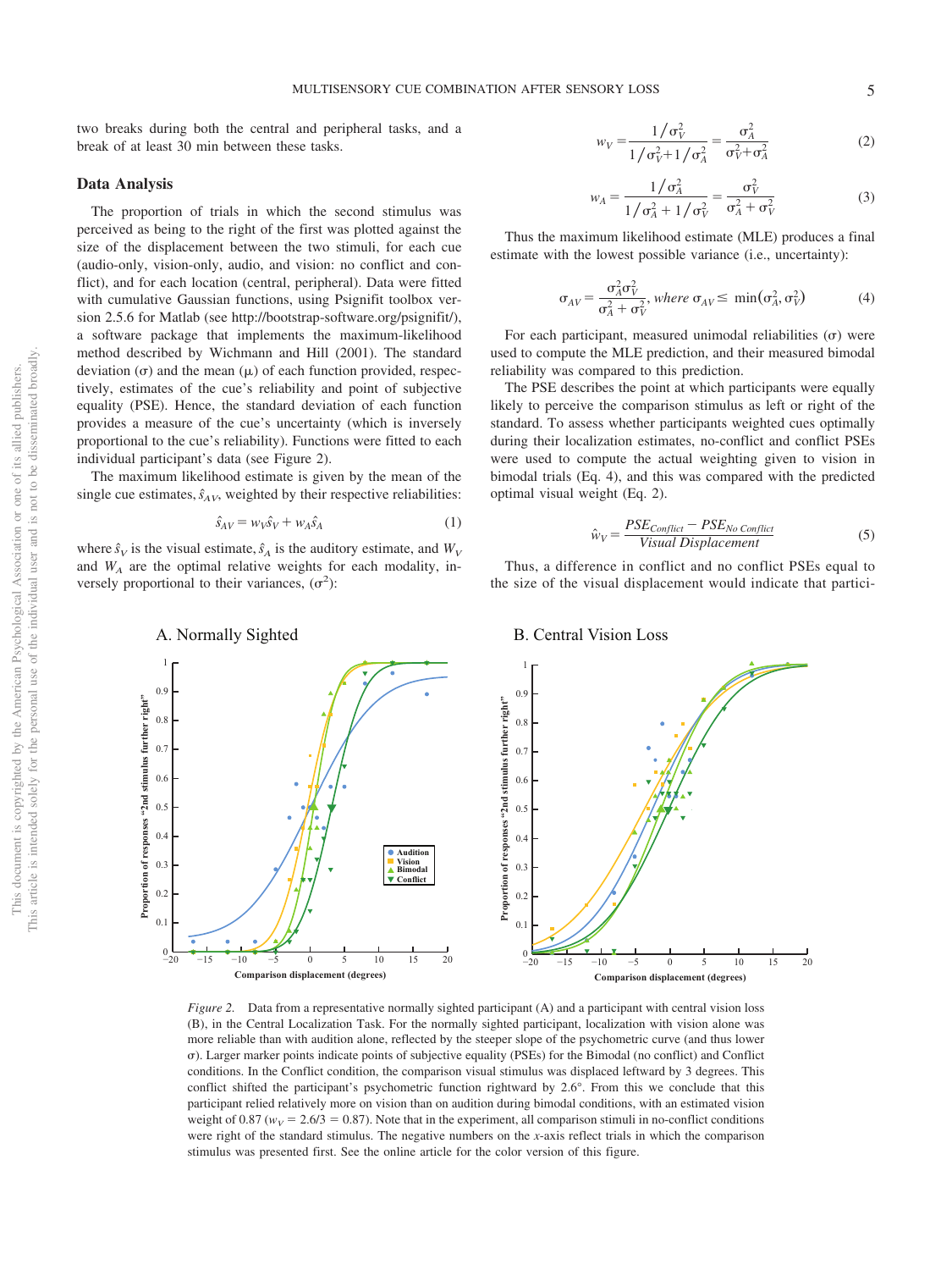two breaks during both the central and peripheral tasks, and a break of at least 30 min between these tasks.

## Data Analysis

The proportion of trials in which the second stimulus was perceived as being to the right of the first was plotted against the size of the displacement between the two stimuli, for each cue (audio-only, vision-only, audio, and vision: no conflict and conflict), and for each location (central, peripheral). Data were fitted with cumulative Gaussian functions, using Psignifit toolbox version 2.5.6 for Matlab (see http://bootstrap-software.org/psignifit/), a software package that implements the maximum-likelihood method described by Wichmann and Hill (2001). The standard deviation ($\sigma$) and the mean ($\mu$) of each function provided, respectively, estimates of the cue's reliability and point of subjective equality (PSE). Hence, the standard deviation of each function provides a measure of the cue's uncertainty (which is inversely proportional to the cue's reliability). Functions were fitted to each individual participant's data (see Figure 2).

The maximum likelihood estimate is given by the mean of the single cue estimates, $\hat{s}_{AV}$, weighted by their respective reliabilities:

$$\hat{s}_{AV} = w_V \hat{s}_V + w_A \hat{s}_A \tag{1}$$

where $\hat{s}_V$ is the visual estimate, $\hat{s}_A$ is the auditory estimate, and $W_V$ and $W_A$ are the optimal relative weights for each modality, inversely proportional to their variances, ($\sigma^2$):

$$w_V = \frac{1/\sigma_V^2}{1/\sigma_V^2 + 1/\sigma_A^2} = \frac{\sigma_A^2}{\sigma_V^2 + \sigma_A^2} \tag{2}$$

$$w_A = \frac{1/\sigma_A^2}{1/\sigma_A^2 + 1/\sigma_V^2} = \frac{\sigma_V^2}{\sigma_A^2 + \sigma_V^2} \tag{3}$$

Thus the maximum likelihood estimate (MLE) produces a final estimate with the lowest possible variance (i.e., uncertainty):

$$\sigma_{AV} = \frac{\sigma_A^2 \sigma_V^2}{\sigma_A^2 + \sigma_V^2}, \text{ where } \sigma_{AV} \leq \min(\sigma_A^2, \sigma_V^2) \tag{4}$$

For each participant, measured unimodal reliabilities ($\sigma$) were used to compute the MLE prediction, and their measured bimodal reliability was compared to this prediction.

The PSE describes the point at which participants were equally likely to perceive the comparison stimulus as left or right of the standard. To assess whether participants weighted cues optimally during their localization estimates, no-conflict and conflict PSEs were used to compute the actual weighting given to vision in bimodal trials (Eq. 4), and this was compared with the predicted optimal visual weight (Eq. 2).

$$\hat{w}_V = \frac{PSE_{Conflict} - PSE_{No\ Conflict}}{Visual\ Displacement} \tag{5}$$

Thus, a difference in conflict and no conflict PSEs equal to the size of the visual displacement would indicate that partici-

*Figure 2.* Data from a representative normally sighted participant (A) and a participant with central vision loss (B), in the Central Localization Task. For the normally sighted participant, localization with vision alone was more reliable than with audition alone, reflected by the steeper slope of the psychometric curve (and thus lower $\sigma$). Larger marker points indicate points of subjective equality (PSEs) for the Bimodal (no conflict) and Conflict conditions. In the Conflict condition, the comparison visual stimulus was displaced leftward by 3 degrees. This conflict shifted the participant's psychometric function rightward by 2.6°. From this we conclude that this participant relied relatively more on vision than on audition during bimodal conditions, with an estimated vision weight of 0.87 ($w_V = 2.6/3 = 0.87$). Note that in the experiment, all comparison stimuli in no-conflict conditions were right of the standard stimulus. The negative numbers on the *x*-axis reflect trials in which the comparison stimulus was presented first. See the online article for the color version of this figure.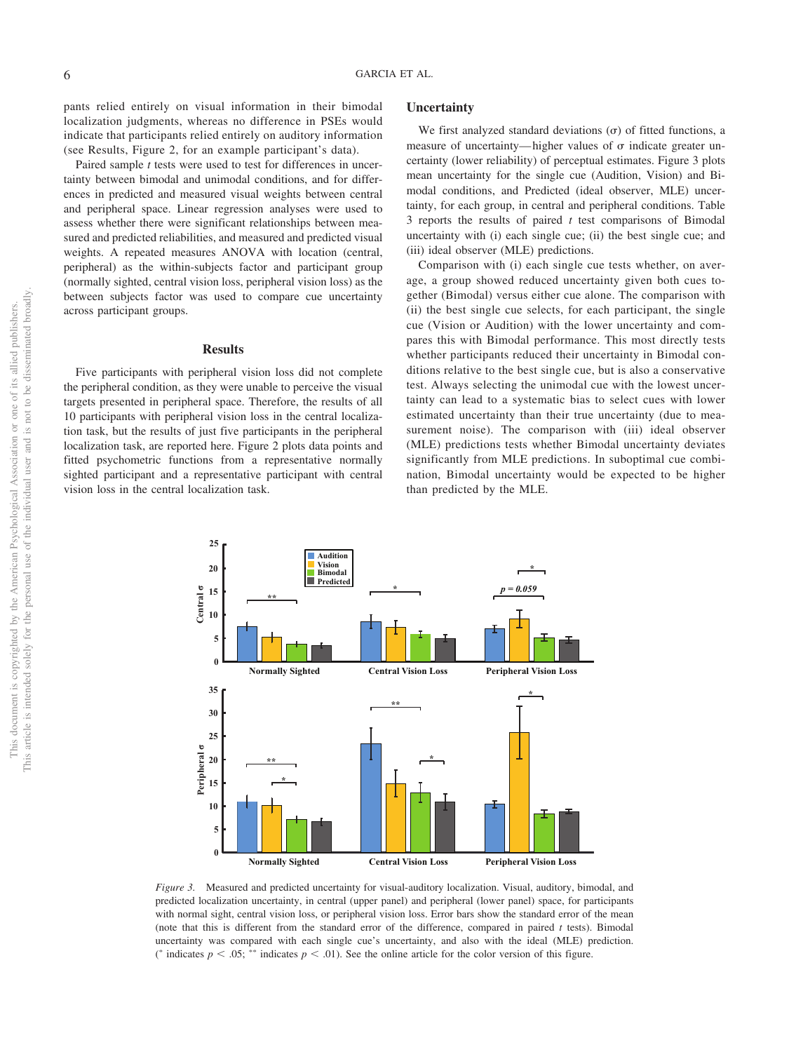pants relied entirely on visual information in their bimodal localization judgments, whereas no difference in PSEs would indicate that participants relied entirely on auditory information (see Results, Figure 2, for an example participant's data).

Paired sample *t* tests were used to test for differences in uncertainty between bimodal and unimodal conditions, and for differences in predicted and measured visual weights between central and peripheral space. Linear regression analyses were used to assess whether there were significant relationships between measured and predicted reliabilities, and measured and predicted visual weights. A repeated measures ANOVA with location (central, peripheral) as the within-subjects factor and participant group (normally sighted, central vision loss, peripheral vision loss) as the between subjects factor was used to compare cue uncertainty across participant groups.

## Results

Five participants with peripheral vision loss did not complete the peripheral condition, as they were unable to perceive the visual targets presented in peripheral space. Therefore, the results of all 10 participants with peripheral vision loss in the central localization task, but the results of just five participants in the peripheral localization task, are reported here. Figure 2 plots data points and fitted psychometric functions from a representative normally sighted participant and a representative participant with central vision loss in the central localization task.

### Uncertainty

We first analyzed standard deviations (σ) of fitted functions, a measure of uncertainty—higher values of σ indicate greater uncertainty (lower reliability) of perceptual estimates. Figure 3 plots mean uncertainty for the single cue (Audition, Vision) and Bimodal conditions, and Predicted (ideal observer, MLE) uncertainty, for each group, in central and peripheral conditions. Table 3 reports the results of paired *t* test comparisons of Bimodal uncertainty with (i) each single cue; (ii) the best single cue; and (iii) ideal observer (MLE) predictions.

Comparison with (i) each single cue tests whether, on average, a group showed reduced uncertainty given both cues together (Bimodal) versus either cue alone. The comparison with (ii) the best single cue selects, for each participant, the single cue (Vision or Audition) with the lower uncertainty and compares this with Bimodal performance. This most directly tests whether participants reduced their uncertainty in Bimodal conditions relative to the best single cue, but is also a conservative test. Always selecting the unimodal cue with the lowest uncertainty can lead to a systematic bias to select cues with lower estimated uncertainty than their true uncertainty (due to measurement noise). The comparison with (iii) ideal observer (MLE) predictions tests whether Bimodal uncertainty deviates significantly from MLE predictions. In suboptimal cue combination, Bimodal uncertainty would be expected to be higher than predicted by the MLE.

Audition
Vision
Bimodal
Predicted

Central σ
0
5
10
15
20
25
**
*
*
p = 0.059
Normally Sighted
Central Vision Loss
Peripheral Vision Loss

Peripheral σ
0
5
10
15
20
25
30
35
**
*
**
*
*
Normally Sighted
Central Vision Loss
Peripheral Vision Loss

*Figure 3.* Measured and predicted uncertainty for visual-auditory localization. Visual, auditory, bimodal, and predicted localization uncertainty, in central (upper panel) and peripheral (lower panel) space, for participants with normal sight, central vision loss, or peripheral vision loss. Error bars show the standard error of the mean (note that this is different from the standard error of the difference, compared in paired *t* tests). Bimodal uncertainty was compared with each single cue's uncertainty, and also with the ideal (MLE) prediction. (* indicates $p < .05$; ** indicates $p < .01$). See the online article for the color version of this figure.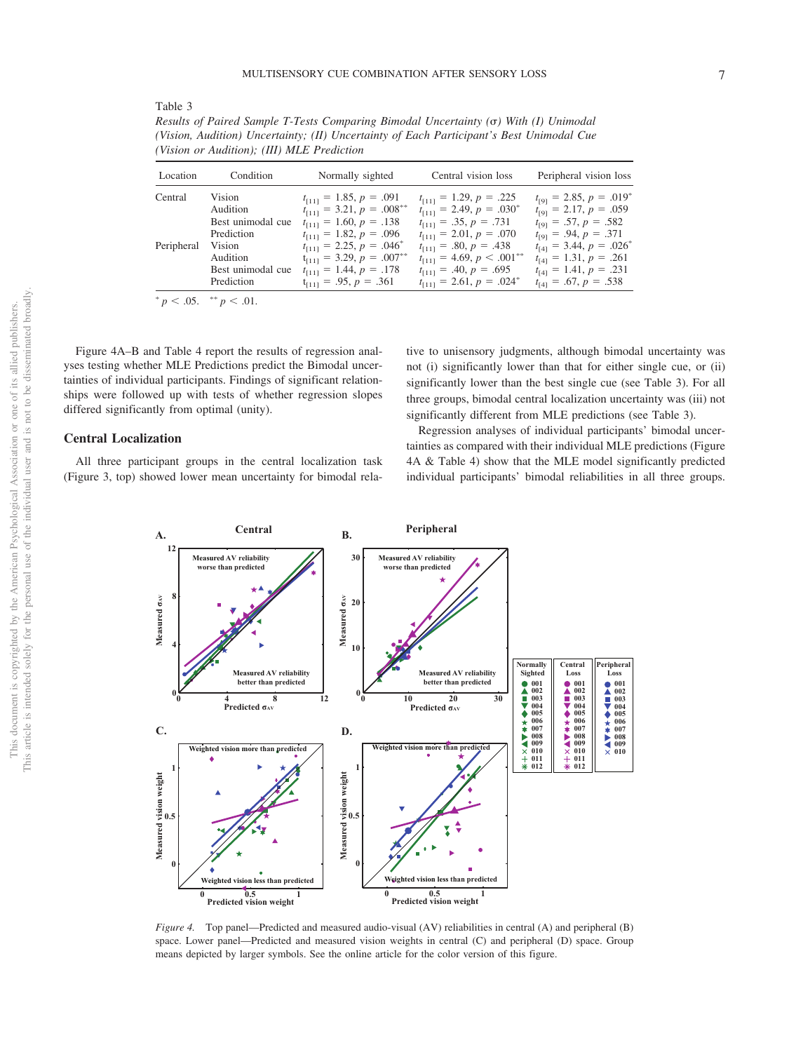Table 3

*Results of Paired Sample T-Tests Comparing Bimodal Uncertainty (σ) With (I) Unimodal (Vision, Audition) Uncertainty; (II) Uncertainty of Each Participant's Best Unimodal Cue (Vision or Audition); (III) MLE Prediction*

| Location | Condition | Normally sighted | Central vision loss | Peripheral vision loss |
|---|---|---|---|---|
| Central | Vision | $t_{[11]} = 1.85, p = .091$ | $t_{[11]} = 1.29, p = .225$ | $t_{[9]} = 2.85, p = .019^{*}$ |
| | Audition | $t_{[11]} = 3.21, p = .008^{**}$ | $t_{[11]} = 2.49, p = .030^{*}$ | $t_{[9]} = 2.17, p = .059$ |
| | Best unimodal cue | $t_{[11]} = 1.60, p = .138$ | $t_{[11]} = .35, p = .731$ | $t_{[9]} = .57, p = .582$ |
| | Prediction | $t_{[11]} = 1.82, p = .096$ | $t_{[11]} = 2.01, p = .070$ | $t_{[9]} = .94, p = .371$ |
| Peripheral | Vision | $t_{[11]} = 2.25, p = .046^{*}$ | $t_{[11]} = .80, p = .438$ | $t_{[4]} = 3.44, p = .026^{*}$ |
| | Audition | $t_{[11]} = 3.29, p = .007^{**}$ | $t_{[11]} = 4.69, p < .001^{**}$ | $t_{[4]} = 1.31, p = .261$ |
| | Best unimodal cue | $t_{[11]} = 1.44, p = .178$ | $t_{[11]} = .40, p = .695$ | $t_{[4]} = 1.41, p = .231$ |
| | Prediction | $t_{[11]} = .95, p = .361$ | $t_{[11]} = 2.61, p = .024^{*}$ | $t_{[4]} = .67, p = .538$ |

$^{*} p < .05.$ $^{**} p < .01.$

Figure 4A–B and Table 4 report the results of regression analyses testing whether MLE Predictions predict the Bimodal uncertainties of individual participants. Findings of significant relationships were followed up with tests of whether regression slopes differed significantly from optimal (unity).

## Central Localization

All three participant groups in the central localization task (Figure 3, top) showed lower mean uncertainty for bimodal relative to unisensory judgments, although bimodal uncertainty was not (i) significantly lower than that for either single cue, or (ii) significantly lower than the best single cue (see Table 3). For all three groups, bimodal central localization uncertainty was (iii) not significantly different from MLE predictions (see Table 3).

Regression analyses of individual participants' bimodal uncertainties as compared with their individual MLE predictions (Figure 4A & Table 4) show that the MLE model significantly predicted individual participants' bimodal reliabilities in all three groups.

*Figure 4.* Top panel—Predicted and measured audio-visual (AV) reliabilities in central (A) and peripheral (B) space. Lower panel—Predicted and measured vision weights in central (C) and peripheral (D) space. Group means depicted by larger symbols. See the online article for the color version of this figure.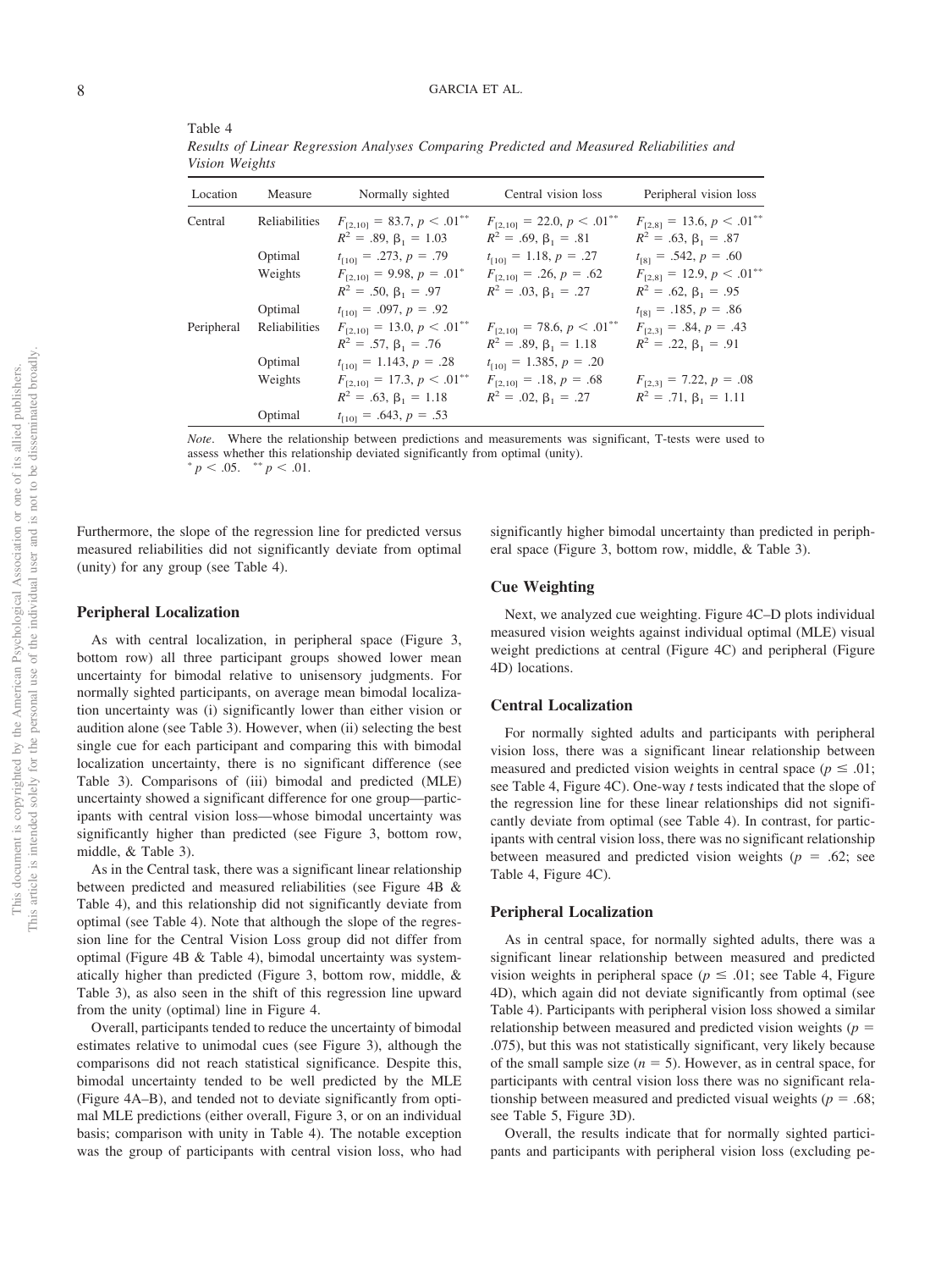Table 4

*Results of Linear Regression Analyses Comparing Predicted and Measured Reliabilities and Vision Weights*

| Location | Measure | Normally sighted | Central vision loss | Peripheral vision loss |
|---|---|---|---|---|
| Central | Reliabilities | $F_{[2,10]} = 83.7$, $p < .01^{**}$ $R^2 = .89$, $\beta_1 = 1.03$ | $F_{[2,10]} = 22.0$, $p < .01^{**}$ $R^2 = .69$, $\beta_1 = .81$ | $F_{[2,8]} = 13.6$, $p < .01^{**}$ $R^2 = .63$, $\beta_1 = .87$ |
| | Optimal | $t_{[10]} = .273$, $p = .79$ | $t_{[10]} = 1.18$, $p = .27$ | $t_{[8]} = .542$, $p = .60$ |
| | Weights | $F_{[2,10]} = 9.98$, $p = .01^{*}$ $R^2 = .50$, $\beta_1 = .97$ | $F_{[2,10]} = .26$, $p = .62$ $R^2 = .03$, $\beta_1 = .27$ | $F_{[2,8]} = 12.9$, $p < .01^{**}$ $R^2 = .62$, $\beta_1 = .95$ |
| | Optimal | $t_{[10]} = .097$, $p = .92$ | | $t_{[8]} = .185$, $p = .86$ |
| Peripheral | Reliabilities | $F_{[2,10]} = 13.0$, $p < .01^{**}$ $R^2 = .57$, $\beta_1 = .76$ | $F_{[2,10]} = 78.6$, $p < .01^{**}$ $R^2 = .89$, $\beta_1 = 1.18$ | $F_{[2,3]} = .84$, $p = .43$ $R^2 = .22$, $\beta_1 = .91$ |
| | Optimal | $t_{[10]} = 1.143$, $p = .28$ | $t_{[10]} = 1.385$, $p = .20$ | |
| | Weights | $F_{[2,10]} = 17.3$, $p < .01^{**}$ $R^2 = .63$, $\beta_1 = 1.18$ | $F_{[2,10]} = .18$, $p = .68$ $R^2 = .02$, $\beta_1 = .27$ | $F_{[2,3]} = 7.22$, $p = .08$ $R^2 = .71$, $\beta_1 = 1.11$ |
| | Optimal | $t_{[10]} = .643$, $p = .53$ | | |

*Note*. Where the relationship between predictions and measurements was significant, T-tests were used to assess whether this relationship deviated significantly from optimal (unity).
$^{*}$ $p < .05$. $^{**}$ $p < .01$.

Furthermore, the slope of the regression line for predicted versus measured reliabilities did not significantly deviate from optimal (unity) for any group (see Table 4).

### Peripheral Localization

As with central localization, in peripheral space (Figure 3, bottom row) all three participant groups showed lower mean uncertainty for bimodal relative to unisensory judgments. For normally sighted participants, on average mean bimodal localization uncertainty was (i) significantly lower than either vision or audition alone (see Table 3). However, when (ii) selecting the best single cue for each participant and comparing this with bimodal localization uncertainty, there is no significant difference (see Table 3). Comparisons of (iii) bimodal and predicted (MLE) uncertainty showed a significant difference for one group—participants with central vision loss—whose bimodal uncertainty was significantly higher than predicted (see Figure 3, bottom row, middle, & Table 3).

As in the Central task, there was a significant linear relationship between predicted and measured reliabilities (see Figure 4B & Table 4), and this relationship did not significantly deviate from optimal (see Table 4). Note that although the slope of the regression line for the Central Vision Loss group did not differ from optimal (Figure 4B & Table 4), bimodal uncertainty was systematically higher than predicted (Figure 3, bottom row, middle, & Table 3), as also seen in the shift of this regression line upward from the unity (optimal) line in Figure 4.

Overall, participants tended to reduce the uncertainty of bimodal estimates relative to unimodal cues (see Figure 3), although the comparisons did not reach statistical significance. Despite this, bimodal uncertainty tended to be well predicted by the MLE (Figure 4A–B), and tended not to deviate significantly from optimal MLE predictions (either overall, Figure 3, or on an individual basis; comparison with unity in Table 4). The notable exception was the group of participants with central vision loss, who had significantly higher bimodal uncertainty than predicted in peripheral space (Figure 3, bottom row, middle, & Table 3).

### Cue Weighting

Next, we analyzed cue weighting. Figure 4C–D plots individual measured vision weights against individual optimal (MLE) visual weight predictions at central (Figure 4C) and peripheral (Figure 4D) locations.

### Central Localization

For normally sighted adults and participants with peripheral vision loss, there was a significant linear relationship between measured and predicted vision weights in central space ($p \leq .01$; see Table 4, Figure 4C). One-way *t* tests indicated that the slope of the regression line for these linear relationships did not significantly deviate from optimal (see Table 4). In contrast, for participants with central vision loss, there was no significant relationship between measured and predicted vision weights ($p = .62$; see Table 4, Figure 4C).

### Peripheral Localization

As in central space, for normally sighted adults, there was a significant linear relationship between measured and predicted vision weights in peripheral space ($p \leq .01$; see Table 4, Figure 4D), which again did not deviate significantly from optimal (see Table 4). Participants with peripheral vision loss showed a similar relationship between measured and predicted vision weights ($p = .075$), but this was not statistically significant, very likely because of the small sample size ($n = 5$). However, as in central space, for participants with central vision loss there was no significant relationship between measured and predicted visual weights ($p = .68$; see Table 5, Figure 3D).

Overall, the results indicate that for normally sighted participants and participants with peripheral vision loss (excluding pe-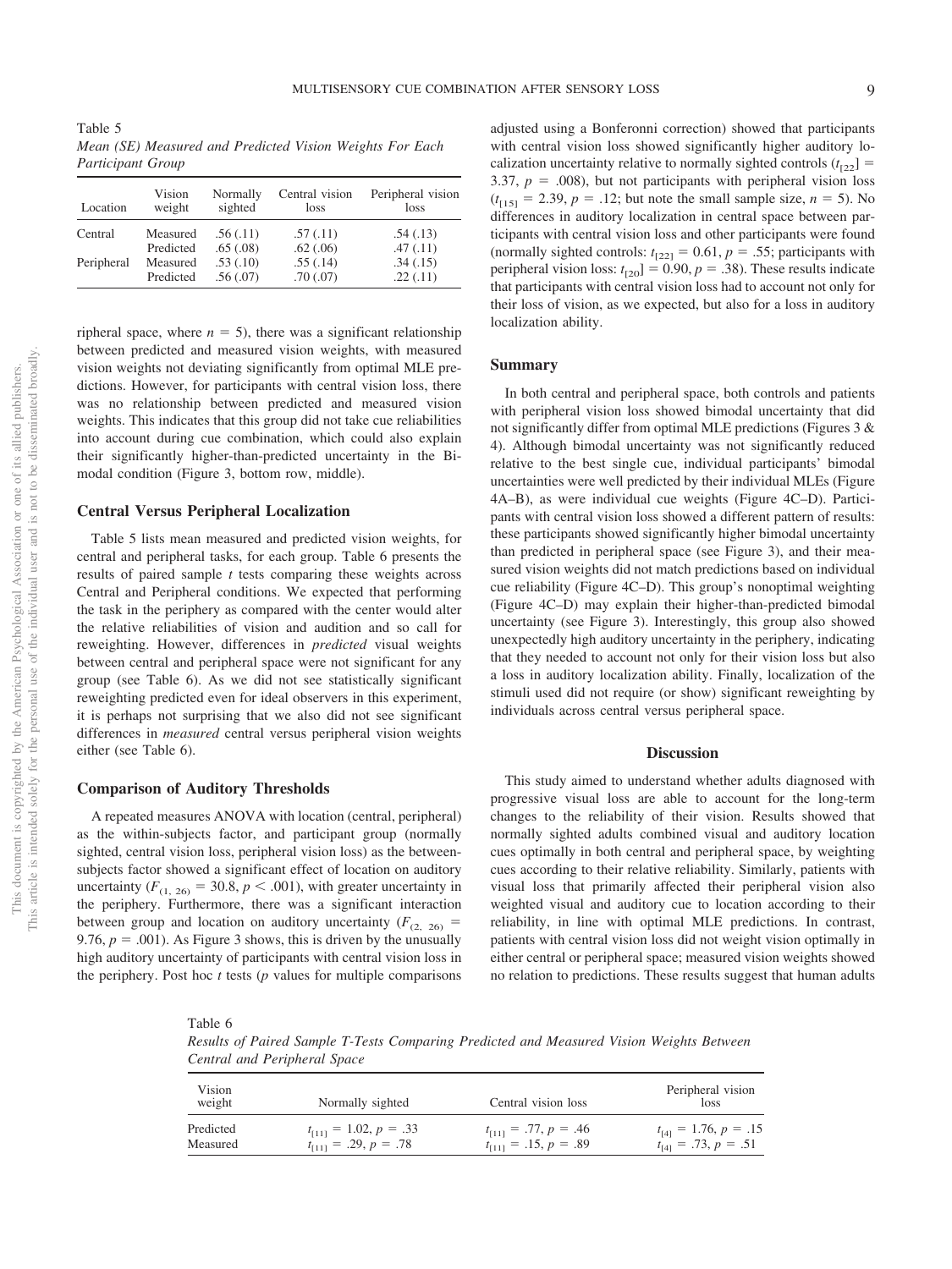Table 5

*Mean (SE) Measured and Predicted Vision Weights For Each Participant Group*

| Location | Vision weight | Normally sighted | Central vision loss | Peripheral vision loss |
|---|---|---|---|---|
| Central | Measured | .56 (.11) | .57 (.11) | .54 (.13) |
| | Predicted | .65 (.08) | .62 (.06) | .47 (.11) |
| Peripheral | Measured | .53 (.10) | .55 (.14) | .34 (.15) |
| | Predicted | .56 (.07) | .70 (.07) | .22 (.11) |

ripheral space, where $n = 5$), there was a significant relationship between predicted and measured vision weights, with measured vision weights not deviating significantly from optimal MLE predictions. However, for participants with central vision loss, there was no relationship between predicted and measured vision weights. This indicates that this group did not take cue reliabilities into account during cue combination, which could also explain their significantly higher-than-predicted uncertainty in the Bimodal condition (Figure 3, bottom row, middle).

### Central Versus Peripheral Localization

Table 5 lists mean measured and predicted vision weights, for central and peripheral tasks, for each group. Table 6 presents the results of paired sample *t* tests comparing these weights across Central and Peripheral conditions. We expected that performing the task in the periphery as compared with the center would alter the relative reliabilities of vision and audition and so call for reweighting. However, differences in *predicted* visual weights between central and peripheral space were not significant for any group (see Table 6). As we did not see statistically significant reweighting predicted even for ideal observers in this experiment, it is perhaps not surprising that we also did not see significant differences in *measured* central versus peripheral vision weights either (see Table 6).

### Comparison of Auditory Thresholds

A repeated measures ANOVA with location (central, peripheral) as the within-subjects factor, and participant group (normally sighted, central vision loss, peripheral vision loss) as the between-subjects factor showed a significant effect of location on auditory uncertainty ($F_{(1,\ 26)} = 30.8$, $p < .001$), with greater uncertainty in the periphery. Furthermore, there was a significant interaction between group and location on auditory uncertainty ($F_{(2,\ 26)} = 9.76$, $p = .001$). As Figure 3 shows, this is driven by the unusually high auditory uncertainty of participants with central vision loss in the periphery. Post hoc *t* tests (*p* values for multiple comparisons adjusted using a Bonferonni correction) showed that participants with central vision loss showed significantly higher auditory localization uncertainty relative to normally sighted controls ($t_{[22]} = 3.37$, $p = .008$), but not participants with peripheral vision loss ($t_{[15]} = 2.39$, $p = .12$; but note the small sample size, $n = 5$). No differences in auditory localization in central space between participants with central vision loss and other participants were found (normally sighted controls: $t_{[22]} = 0.61$, $p = .55$; participants with peripheral vision loss: $t_{[20]} = 0.90$, $p = .38$). These results indicate that participants with central vision loss had to account not only for their loss of vision, as we expected, but also for a loss in auditory localization ability.

### Summary

In both central and peripheral space, both controls and patients with peripheral vision loss showed bimodal uncertainty that did not significantly differ from optimal MLE predictions (Figures 3 & 4). Although bimodal uncertainty was not significantly reduced relative to the best single cue, individual participants' bimodal uncertainties were well predicted by their individual MLEs (Figure 4A–B), as were individual cue weights (Figure 4C–D). Participants with central vision loss showed a different pattern of results: these participants showed significantly higher bimodal uncertainty than predicted in peripheral space (see Figure 3), and their measured vision weights did not match predictions based on individual cue reliability (Figure 4C–D). This group's nonoptimal weighting (Figure 4C–D) may explain their higher-than-predicted bimodal uncertainty (see Figure 3). Interestingly, this group also showed unexpectedly high auditory uncertainty in the periphery, indicating that they needed to account not only for their vision loss but also a loss in auditory localization ability. Finally, localization of the stimuli used did not require (or show) significant reweighting by individuals across central versus peripheral space.

## Discussion

This study aimed to understand whether adults diagnosed with progressive visual loss are able to account for the long-term changes to the reliability of their vision. Results showed that normally sighted adults combined visual and auditory location cues optimally in both central and peripheral space, by weighting cues according to their relative reliability. Similarly, patients with visual loss that primarily affected their peripheral vision also weighted visual and auditory cue to location according to their reliability, in line with optimal MLE predictions. In contrast, patients with central vision loss did not weight vision optimally in either central or peripheral space; measured vision weights showed no relation to predictions. These results suggest that human adults

Table 6

*Results of Paired Sample T-Tests Comparing Predicted and Measured Vision Weights Between Central and Peripheral Space*

| Vision weight | Normally sighted | Central vision loss | Peripheral vision loss |
|---|---|---|---|
| Predicted | $t_{[11]} = 1.02$, $p = .33$ | $t_{[11]} = .77$, $p = .46$ | $t_{[4]} = 1.76$, $p = .15$ |
| Measured | $t_{[11]} = .29$, $p = .78$ | $t_{[11]} = .15$, $p = .89$ | $t_{[4]} = .73$, $p = .51$ |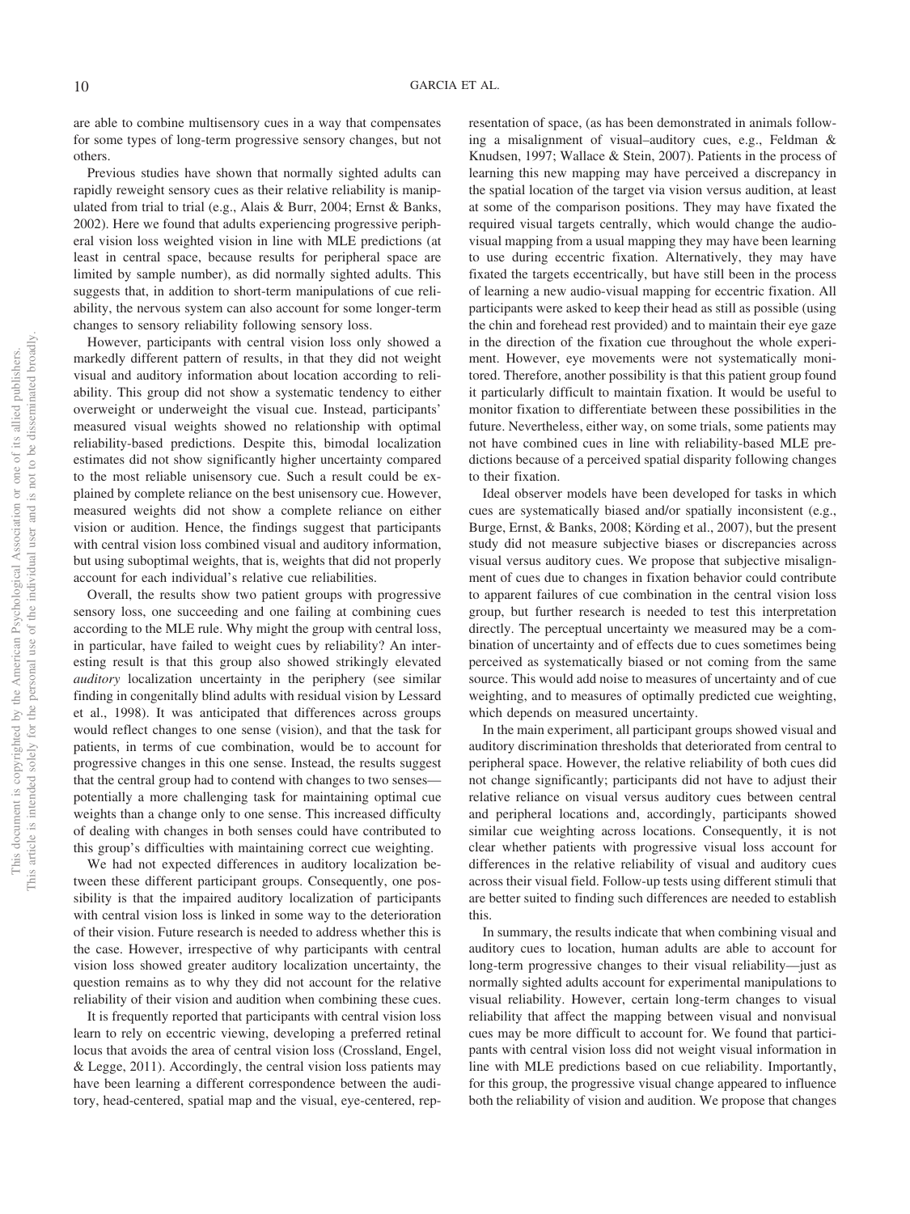are able to combine multisensory cues in a way that compensates for some types of long-term progressive sensory changes, but not others.

Previous studies have shown that normally sighted adults can rapidly reweight sensory cues as their relative reliability is manipulated from trial to trial (e.g., Alais & Burr, 2004; Ernst & Banks, 2002). Here we found that adults experiencing progressive peripheral vision loss weighted vision in line with MLE predictions (at least in central space, because results for peripheral space are limited by sample number), as did normally sighted adults. This suggests that, in addition to short-term manipulations of cue reliability, the nervous system can also account for some longer-term changes to sensory reliability following sensory loss.

However, participants with central vision loss only showed a markedly different pattern of results, in that they did not weight visual and auditory information about location according to reliability. This group did not show a systematic tendency to either overweight or underweight the visual cue. Instead, participants' measured visual weights showed no relationship with optimal reliability-based predictions. Despite this, bimodal localization estimates did not show significantly higher uncertainty compared to the most reliable unisensory cue. Such a result could be explained by complete reliance on the best unisensory cue. However, measured weights did not show a complete reliance on either vision or audition. Hence, the findings suggest that participants with central vision loss combined visual and auditory information, but using suboptimal weights, that is, weights that did not properly account for each individual's relative cue reliabilities.

Overall, the results show two patient groups with progressive sensory loss, one succeeding and one failing at combining cues according to the MLE rule. Why might the group with central loss, in particular, have failed to weight cues by reliability? An interesting result is that this group also showed strikingly elevated *auditory* localization uncertainty in the periphery (see similar finding in congenitally blind adults with residual vision by Lessard et al., 1998). It was anticipated that differences across groups would reflect changes to one sense (vision), and that the task for patients, in terms of cue combination, would be to account for progressive changes in this one sense. Instead, the results suggest that the central group had to contend with changes to two senses—potentially a more challenging task for maintaining optimal cue weights than a change only to one sense. This increased difficulty of dealing with changes in both senses could have contributed to this group's difficulties with maintaining correct cue weighting.

We had not expected differences in auditory localization between these different participant groups. Consequently, one possibility is that the impaired auditory localization of participants with central vision loss is linked in some way to the deterioration of their vision. Future research is needed to address whether this is the case. However, irrespective of why participants with central vision loss showed greater auditory localization uncertainty, the question remains as to why they did not account for the relative reliability of their vision and audition when combining these cues.

It is frequently reported that participants with central vision loss learn to rely on eccentric viewing, developing a preferred retinal locus that avoids the area of central vision loss (Crossland, Engel, & Legge, 2011). Accordingly, the central vision loss patients may have been learning a different correspondence between the auditory, head-centered, spatial map and the visual, eye-centered, representation of space, (as has been demonstrated in animals following a misalignment of visual–auditory cues, e.g., Feldman & Knudsen, 1997; Wallace & Stein, 2007). Patients in the process of learning this new mapping may have perceived a discrepancy in the spatial location of the target via vision versus audition, at least at some of the comparison positions. They may have fixated the required visual targets centrally, which would change the audiovisual mapping from a usual mapping they may have been learning to use during eccentric fixation. Alternatively, they may have fixated the targets eccentrically, but have still been in the process of learning a new audio-visual mapping for eccentric fixation. All participants were asked to keep their head as still as possible (using the chin and forehead rest provided) and to maintain their eye gaze in the direction of the fixation cue throughout the whole experiment. However, eye movements were not systematically monitored. Therefore, another possibility is that this patient group found it particularly difficult to maintain fixation. It would be useful to monitor fixation to differentiate between these possibilities in the future. Nevertheless, either way, on some trials, some patients may not have combined cues in line with reliability-based MLE predictions because of a perceived spatial disparity following changes to their fixation.

Ideal observer models have been developed for tasks in which cues are systematically biased and/or spatially inconsistent (e.g., Burge, Ernst, & Banks, 2008; Körding et al., 2007), but the present study did not measure subjective biases or discrepancies across visual versus auditory cues. We propose that subjective misalignment of cues due to changes in fixation behavior could contribute to apparent failures of cue combination in the central vision loss group, but further research is needed to test this interpretation directly. The perceptual uncertainty we measured may be a combination of uncertainty and of effects due to cues sometimes being perceived as systematically biased or not coming from the same source. This would add noise to measures of uncertainty and of cue weighting, and to measures of optimally predicted cue weighting, which depends on measured uncertainty.

In the main experiment, all participant groups showed visual and auditory discrimination thresholds that deteriorated from central to peripheral space. However, the relative reliability of both cues did not change significantly; participants did not have to adjust their relative reliance on visual versus auditory cues between central and peripheral locations and, accordingly, participants showed similar cue weighting across locations. Consequently, it is not clear whether patients with progressive visual loss account for differences in the relative reliability of visual and auditory cues across their visual field. Follow-up tests using different stimuli that are better suited to finding such differences are needed to establish this.

In summary, the results indicate that when combining visual and auditory cues to location, human adults are able to account for long-term progressive changes to their visual reliability—just as normally sighted adults account for experimental manipulations to visual reliability. However, certain long-term changes to visual reliability that affect the mapping between visual and nonvisual cues may be more difficult to account for. We found that participants with central vision loss did not weight visual information in line with MLE predictions based on cue reliability. Importantly, for this group, the progressive visual change appeared to influence both the reliability of vision and audition. We propose that changes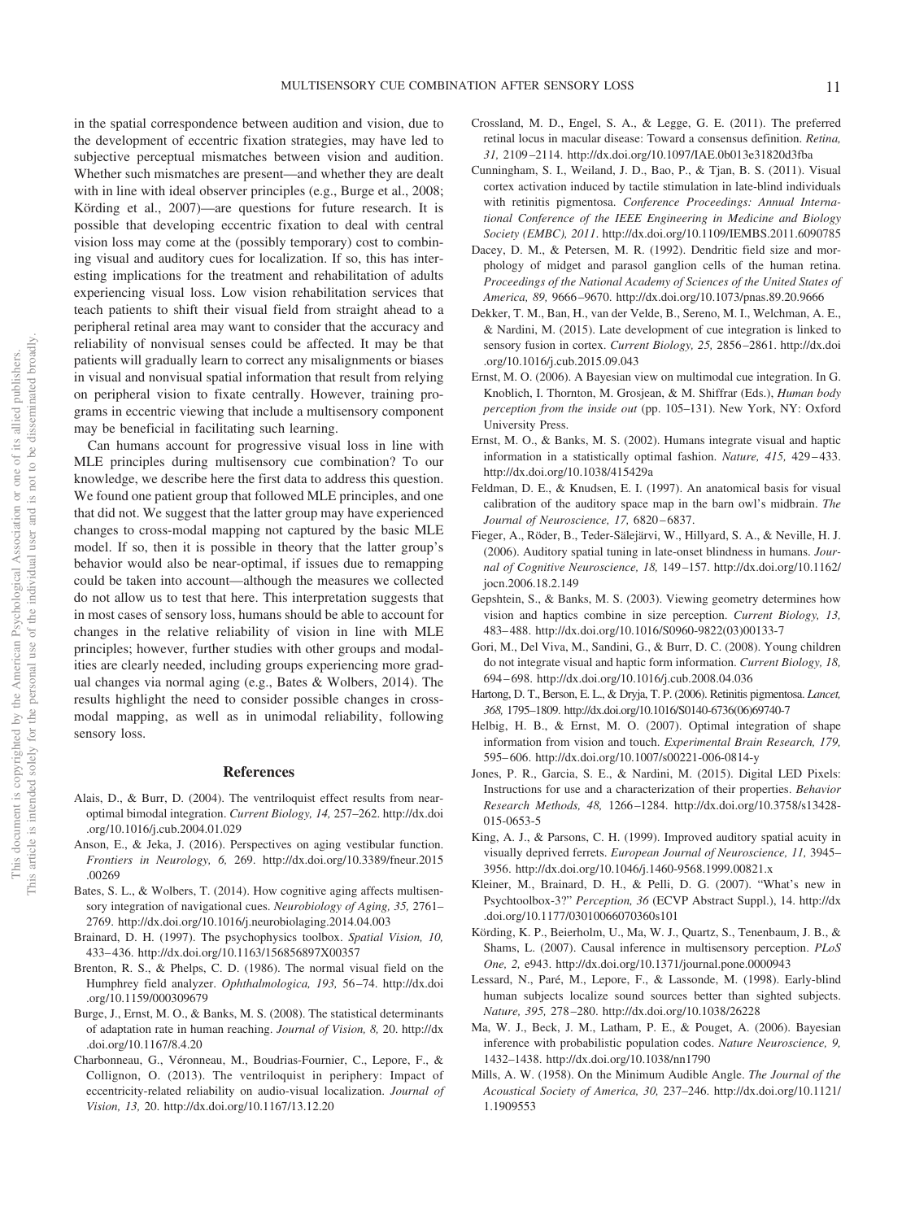in the spatial correspondence between audition and vision, due to the development of eccentric fixation strategies, may have led to subjective perceptual mismatches between vision and audition. Whether such mismatches are present—and whether they are dealt with in line with ideal observer principles (e.g., Burge et al., 2008; Körding et al., 2007)—are questions for future research. It is possible that developing eccentric fixation to deal with central vision loss may come at the (possibly temporary) cost to combining visual and auditory cues for localization. If so, this has interesting implications for the treatment and rehabilitation of adults experiencing visual loss. Low vision rehabilitation services that teach patients to shift their visual field from straight ahead to a peripheral retinal area may want to consider that the accuracy and reliability of nonvisual senses could be affected. It may be that patients will gradually learn to correct any misalignments or biases in visual and nonvisual spatial information that result from relying on peripheral vision to fixate centrally. However, training programs in eccentric viewing that include a multisensory component may be beneficial in facilitating such learning.

Can humans account for progressive visual loss in line with MLE principles during multisensory cue combination? To our knowledge, we describe here the first data to address this question. We found one patient group that followed MLE principles, and one that did not. We suggest that the latter group may have experienced changes to cross-modal mapping not captured by the basic MLE model. If so, then it is possible in theory that the latter group's behavior would also be near-optimal, if issues due to remapping could be taken into account—although the measures we collected do not allow us to test that here. This interpretation suggests that in most cases of sensory loss, humans should be able to account for changes in the relative reliability of vision in line with MLE principles; however, further studies with other groups and modalities are clearly needed, including groups experiencing more gradual changes via normal aging (e.g., Bates & Wolbers, 2014). The results highlight the need to consider possible changes in cross-modal mapping, as well as in unimodal reliability, following sensory loss.

## References

Alais, D., & Burr, D. (2004). The ventriloquist effect results from near-optimal bimodal integration. *Current Biology, 14,* 257–262. http://dx.doi.org/10.1016/j.cub.2004.01.029

Anson, E., & Jeka, J. (2016). Perspectives on aging vestibular function. *Frontiers in Neurology, 6,* 269. http://dx.doi.org/10.3389/fneur.2015.00269

Bates, S. L., & Wolbers, T. (2014). How cognitive aging affects multisensory integration of navigational cues. *Neurobiology of Aging, 35,* 2761–2769. http://dx.doi.org/10.1016/j.neurobiolaging.2014.04.003

Brainard, D. H. (1997). The psychophysics toolbox. *Spatial Vision, 10,* 433–436. http://dx.doi.org/10.1163/156856897X00357

Brenton, R. S., & Phelps, C. D. (1986). The normal visual field on the Humphrey field analyzer. *Ophthalmologica, 193,* 56–74. http://dx.doi.org/10.1159/000309679

Burge, J., Ernst, M. O., & Banks, M. S. (2008). The statistical determinants of adaptation rate in human reaching. *Journal of Vision, 8,* 20. http://dx.doi.org/10.1167/8.4.20

Charbonneau, G., Véronneau, M., Boudrias-Fournier, C., Lepore, F., & Collignon, O. (2013). The ventriloquist in periphery: Impact of eccentricity-related reliability on audio-visual localization. *Journal of Vision, 13,* 20. http://dx.doi.org/10.1167/13.12.20

Crossland, M. D., Engel, S. A., & Legge, G. E. (2011). The preferred retinal locus in macular disease: Toward a consensus definition. *Retina, 31,* 2109–2114. http://dx.doi.org/10.1097/IAE.0b013e31820d3fba

Cunningham, S. I., Weiland, J. D., Bao, P., & Tjan, B. S. (2011). Visual cortex activation induced by tactile stimulation in late-blind individuals with retinitis pigmentosa. *Conference Proceedings: Annual International Conference of the IEEE Engineering in Medicine and Biology Society (EMBC), 2011.* http://dx.doi.org/10.1109/IEMBS.2011.6090785

Dacey, D. M., & Petersen, M. R. (1992). Dendritic field size and morphology of midget and parasol ganglion cells of the human retina. *Proceedings of the National Academy of Sciences of the United States of America, 89,* 9666–9670. http://dx.doi.org/10.1073/pnas.89.20.9666

Dekker, T. M., Ban, H., van der Velde, B., Sereno, M. I., Welchman, A. E., & Nardini, M. (2015). Late development of cue integration is linked to sensory fusion in cortex. *Current Biology, 25,* 2856–2861. http://dx.doi.org/10.1016/j.cub.2015.09.043

Ernst, M. O. (2006). A Bayesian view on multimodal cue integration. In G. Knoblich, I. Thornton, M. Grosjean, & M. Shiffrar (Eds.), *Human body perception from the inside out* (pp. 105–131). New York, NY: Oxford University Press.

Ernst, M. O., & Banks, M. S. (2002). Humans integrate visual and haptic information in a statistically optimal fashion. *Nature, 415,* 429–433. http://dx.doi.org/10.1038/415429a

Feldman, D. E., & Knudsen, E. I. (1997). An anatomical basis for visual calibration of the auditory space map in the barn owl's midbrain. *The Journal of Neuroscience, 17,* 6820–6837.

Fieger, A., Röder, B., Teder-Sälejärvi, W., Hillyard, S. A., & Neville, H. J. (2006). Auditory spatial tuning in late-onset blindness in humans. *Journal of Cognitive Neuroscience, 18,* 149–157. http://dx.doi.org/10.1162/jocn.2006.18.2.149

Gepshtein, S., & Banks, M. S. (2003). Viewing geometry determines how vision and haptics combine in size perception. *Current Biology, 13,* 483–488. http://dx.doi.org/10.1016/S0960-9822(03)00133-7

Gori, M., Del Viva, M., Sandini, G., & Burr, D. C. (2008). Young children do not integrate visual and haptic form information. *Current Biology, 18,* 694–698. http://dx.doi.org/10.1016/j.cub.2008.04.036

Hartong, D. T., Berson, E. L., & Dryja, T. P. (2006). Retinitis pigmentosa. *Lancet, 368,* 1795–1809. http://dx.doi.org/10.1016/S0140-6736(06)69740-7

Helbig, H. B., & Ernst, M. O. (2007). Optimal integration of shape information from vision and touch. *Experimental Brain Research, 179,* 595–606. http://dx.doi.org/10.1007/s00221-006-0814-y

Jones, P. R., Garcia, S. E., & Nardini, M. (2015). Digital LED Pixels: Instructions for use and a characterization of their properties. *Behavior Research Methods, 48,* 1266–1284. http://dx.doi.org/10.3758/s13428-015-0653-5

King, A. J., & Parsons, C. H. (1999). Improved auditory spatial acuity in visually deprived ferrets. *European Journal of Neuroscience, 11,* 3945–3956. http://dx.doi.org/10.1046/j.1460-9568.1999.00821.x

Kleiner, M., Brainard, D. H., & Pelli, D. G. (2007). "What's new in Psychtoolbox-3?" *Perception, 36* (ECVP Abstract Suppl.), 14. http://dx.doi.org/10.1177/03010066070360s101

Körding, K. P., Beierholm, U., Ma, W. J., Quartz, S., Tenenbaum, J. B., & Shams, L. (2007). Causal inference in multisensory perception. *PLoS One, 2,* e943. http://dx.doi.org/10.1371/journal.pone.0000943

Lessard, N., Paré, M., Lepore, F., & Lassonde, M. (1998). Early-blind human subjects localize sound sources better than sighted subjects. *Nature, 395,* 278–280. http://dx.doi.org/10.1038/26228

Ma, W. J., Beck, J. M., Latham, P. E., & Pouget, A. (2006). Bayesian inference with probabilistic population codes. *Nature Neuroscience, 9,* 1432–1438. http://dx.doi.org/10.1038/nn1790

Mills, A. W. (1958). On the Minimum Audible Angle. *The Journal of the Acoustical Society of America, 30,* 237–246. http://dx.doi.org/10.1121/1.1909553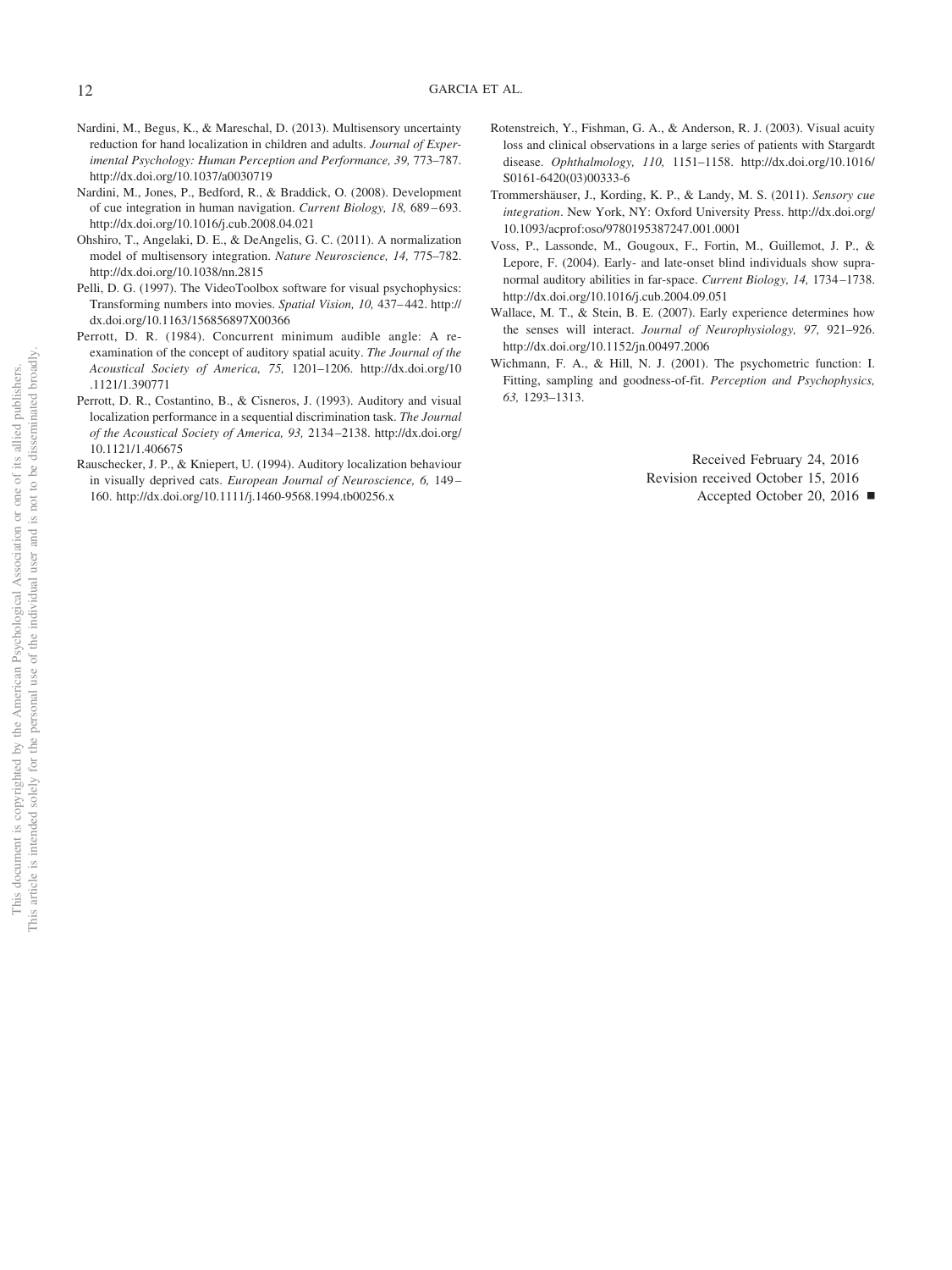Nardini, M., Begus, K., & Mareschal, D. (2013). Multisensory uncertainty reduction for hand localization in children and adults. *Journal of Experimental Psychology: Human Perception and Performance, 39,* 773–787. http://dx.doi.org/10.1037/a0030719

Nardini, M., Jones, P., Bedford, R., & Braddick, O. (2008). Development of cue integration in human navigation. *Current Biology, 18,* 689–693. http://dx.doi.org/10.1016/j.cub.2008.04.021

Ohshiro, T., Angelaki, D. E., & DeAngelis, G. C. (2011). A normalization model of multisensory integration. *Nature Neuroscience, 14,* 775–782. http://dx.doi.org/10.1038/nn.2815

Pelli, D. G. (1997). The VideoToolbox software for visual psychophysics: Transforming numbers into movies. *Spatial Vision, 10,* 437–442. http://dx.doi.org/10.1163/156856897X00366

Perrott, D. R. (1984). Concurrent minimum audible angle: A re-examination of the concept of auditory spatial acuity. *The Journal of the Acoustical Society of America, 75,* 1201–1206. http://dx.doi.org/10.1121/1.390771

Perrott, D. R., Costantino, B., & Cisneros, J. (1993). Auditory and visual localization performance in a sequential discrimination task. *The Journal of the Acoustical Society of America, 93,* 2134–2138. http://dx.doi.org/10.1121/1.406675

Rauschecker, J. P., & Kniepert, U. (1994). Auditory localization behaviour in visually deprived cats. *European Journal of Neuroscience, 6,* 149–160. http://dx.doi.org/10.1111/j.1460-9568.1994.tb00256.x

Rotenstreich, Y., Fishman, G. A., & Anderson, R. J. (2003). Visual acuity loss and clinical observations in a large series of patients with Stargardt disease. *Ophthalmology, 110,* 1151–1158. http://dx.doi.org/10.1016/S0161-6420(03)00333-6

Trommershäuser, J., Kording, K. P., & Landy, M. S. (2011). *Sensory cue integration*. New York, NY: Oxford University Press. http://dx.doi.org/10.1093/acprof:oso/9780195387247.001.0001

Voss, P., Lassonde, M., Gougoux, F., Fortin, M., Guillemot, J. P., & Lepore, F. (2004). Early- and late-onset blind individuals show supra-normal auditory abilities in far-space. *Current Biology, 14,* 1734–1738. http://dx.doi.org/10.1016/j.cub.2004.09.051

Wallace, M. T., & Stein, B. E. (2007). Early experience determines how the senses will interact. *Journal of Neurophysiology, 97,* 921–926. http://dx.doi.org/10.1152/jn.00497.2006

Wichmann, F. A., & Hill, N. J. (2001). The psychometric function: I. Fitting, sampling and goodness-of-fit. *Perception and Psychophysics, 63,* 1293–1313.

Received February 24, 2016
Revision received October 15, 2016
Accepted October 20, 2016 ■